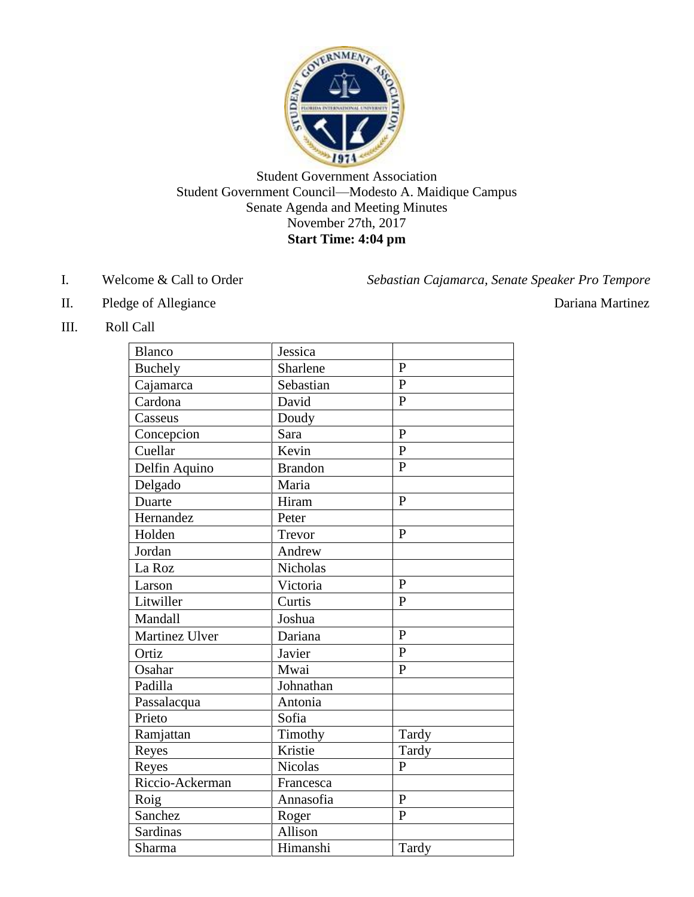Student Government Association
Student Government Council—Modesto A. Maidique Campus
Senate Agenda and Meeting Minutes
November 27th, 2017
**Start Time: 4:04 pm**

I. Welcome & Call to Order — *Sebastian Cajamarca, Senate Speaker Pro Tempore*

II. Pledge of Allegiance — Dariana Martinez

III. Roll Call

| | | |
|---|---|---|
| Blanco | Jessica | |
| Buchely | Sharlene | P |
| Cajamarca | Sebastian | P |
| Cardona | David | P |
| Casseus | Doudy | |
| Concepcion | Sara | P |
| Cuellar | Kevin | P |
| Delfin Aquino | Brandon | P |
| Delgado | Maria | |
| Duarte | Hiram | P |
| Hernandez | Peter | |
| Holden | Trevor | P |
| Jordan | Andrew | |
| La Roz | Nicholas | |
| Larson | Victoria | P |
| Litwiller | Curtis | P |
| Mandall | Joshua | |
| Martinez Ulver | Dariana | P |
| Ortiz | Javier | P |
| Osahar | Mwai | P |
| Padilla | Johnathan | |
| Passalacqua | Antonia | |
| Prieto | Sofia | |
| Ramjattan | Timothy | Tardy |
| Reyes | Kristie | Tardy |
| Reyes | Nicolas | P |
| Riccio-Ackerman | Francesca | |
| Roig | Annasofia | P |
| Sanchez | Roger | P |
| Sardinas | Allison | |
| Sharma | Himanshi | Tardy |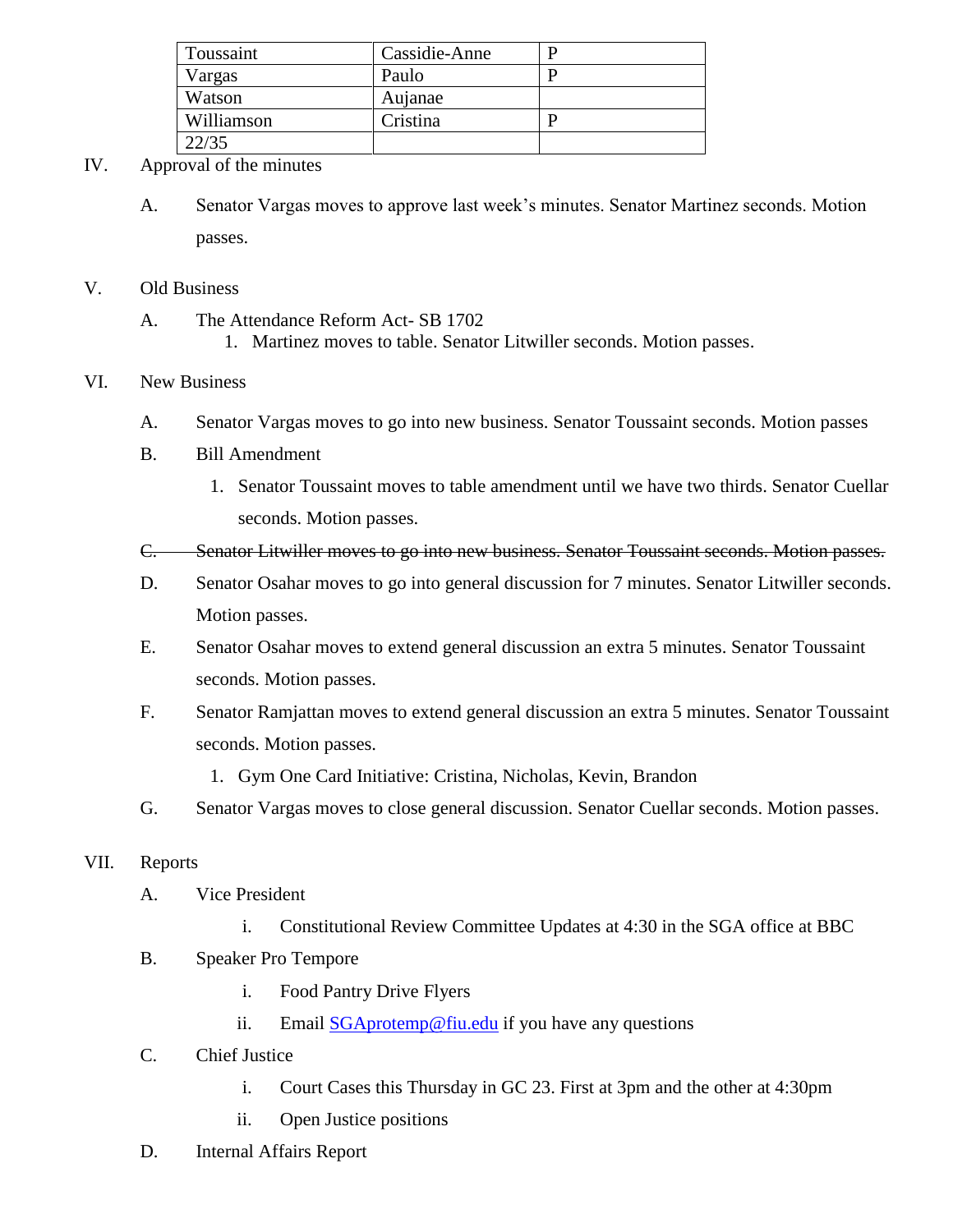| Toussaint | Cassidie-Anne | P |
|---|---|---|
| Vargas | Paulo | P |
| Watson | Aujanae | |
| Williamson | Cristina | P |
| 22/35 | | |

IV. Approval of the minutes

A. Senator Vargas moves to approve last week's minutes. Senator Martinez seconds. Motion passes.

V. Old Business

A. The Attendance Reform Act- SB 1702

1. Martinez moves to table. Senator Litwiller seconds. Motion passes.

VI. New Business

A. Senator Vargas moves to go into new business. Senator Toussaint seconds. Motion passes

B. Bill Amendment

1. Senator Toussaint moves to table amendment until we have two thirds. Senator Cuellar seconds. Motion passes.

~~C. Senator Litwiller moves to go into new business. Senator Toussaint seconds. Motion passes.~~

D. Senator Osahar moves to go into general discussion for 7 minutes. Senator Litwiller seconds. Motion passes.

E. Senator Osahar moves to extend general discussion an extra 5 minutes. Senator Toussaint seconds. Motion passes.

F. Senator Ramjattan moves to extend general discussion an extra 5 minutes. Senator Toussaint seconds. Motion passes.

1. Gym One Card Initiative: Cristina, Nicholas, Kevin, Brandon

G. Senator Vargas moves to close general discussion. Senator Cuellar seconds. Motion passes.

VII. Reports

A. Vice President

i. Constitutional Review Committee Updates at 4:30 in the SGA office at BBC

B. Speaker Pro Tempore

i. Food Pantry Drive Flyers

ii. Email SGAprotemp@fiu.edu if you have any questions

C. Chief Justice

i. Court Cases this Thursday in GC 23. First at 3pm and the other at 4:30pm

ii. Open Justice positions

D. Internal Affairs Report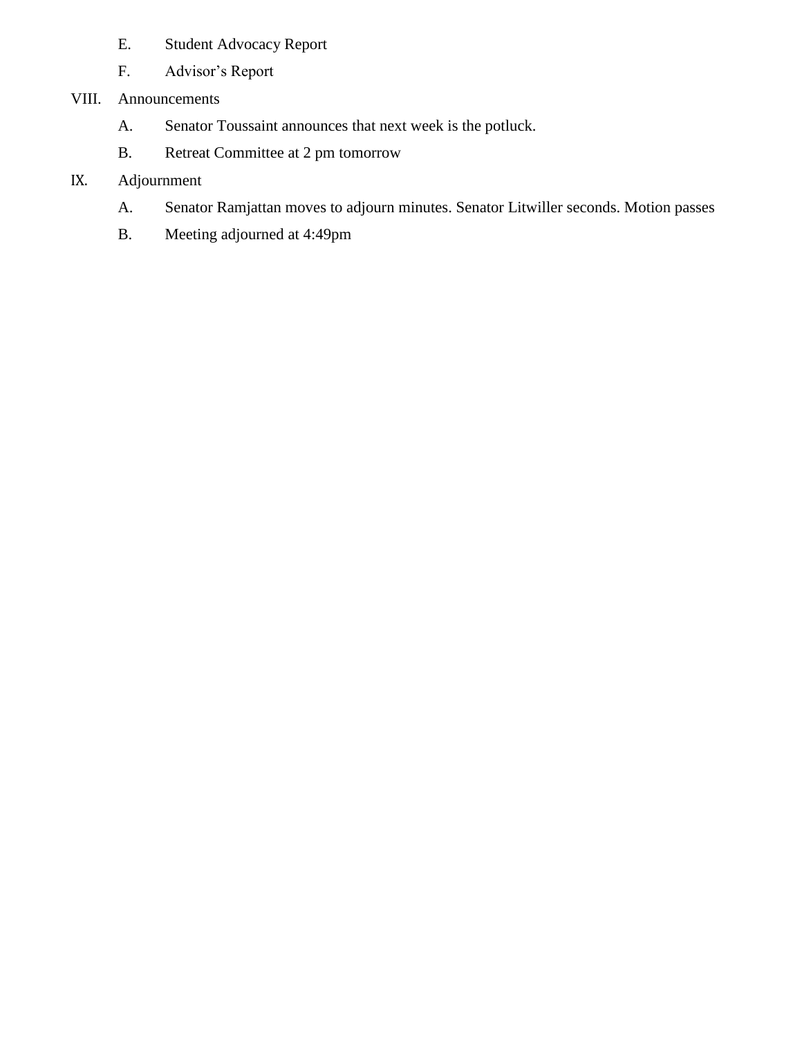E. Student Advocacy Report

F. Advisor's Report

VIII. Announcements

A. Senator Toussaint announces that next week is the potluck.

B. Retreat Committee at 2 pm tomorrow

IX. Adjournment

A. Senator Ramjattan moves to adjourn minutes. Senator Litwiller seconds. Motion passes

B. Meeting adjourned at 4:49pm